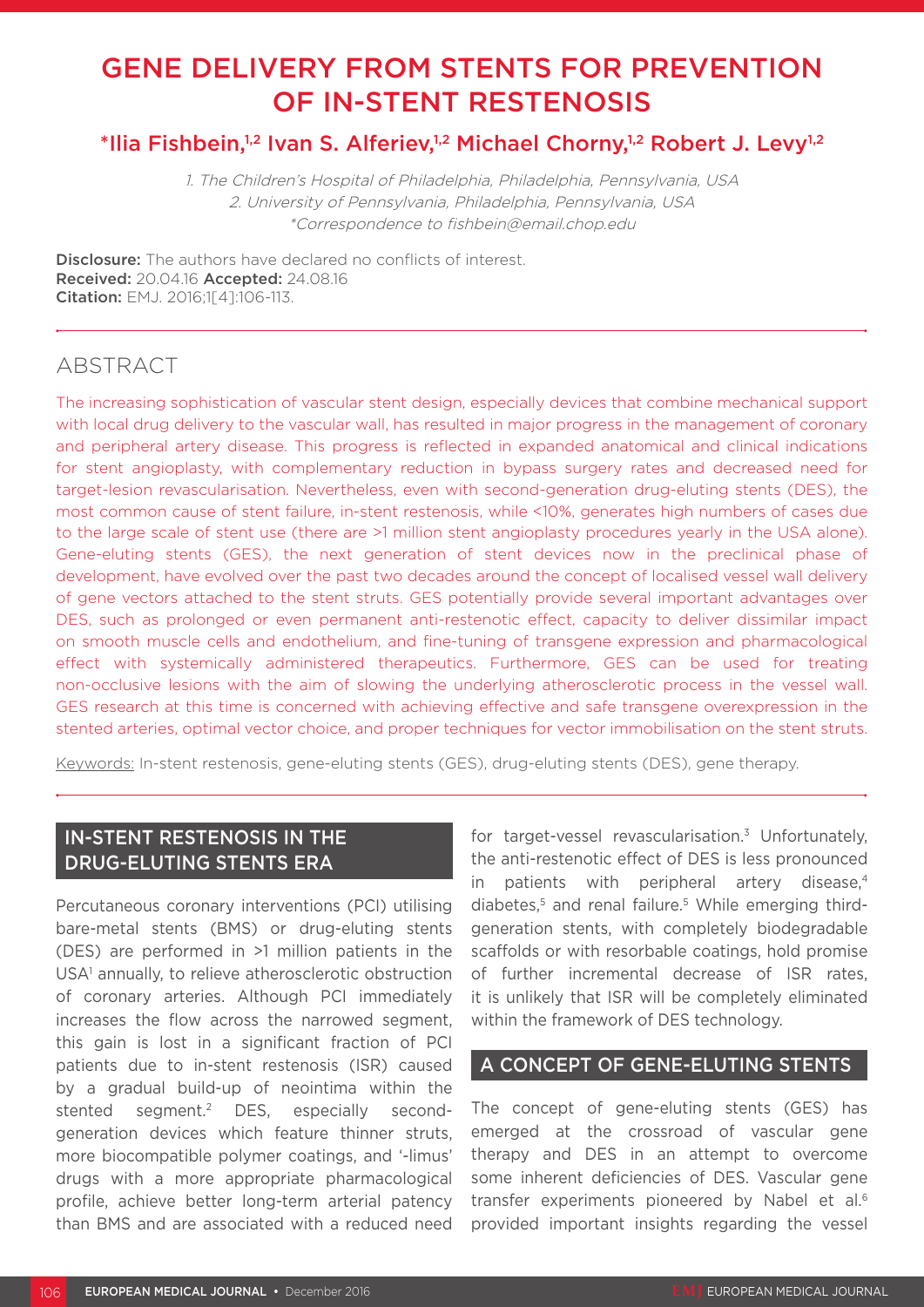# GENE DELIVERY FROM STENTS FOR PREVENTION OF IN-STENT RESTENOSIS

**\*Ilia Fishbein,[1,2] Ivan S. Alferiev,[1,2] Michael Chorny,[1,2] Robert J. Levy[1,2]**

1. The Children's Hospital of Philadelphia, Philadelphia, Pennsylvania, USA
2. University of Pennsylvania, Philadelphia, Pennsylvania, USA
\*Correspondence to fishbein@email.chop.edu

**Disclosure:** The authors have declared no conflicts of interest.
**Received:** 20.04.16 **Accepted:** 24.08.16
**Citation:** EMJ. 2016;1[4]:106-113.

## ABSTRACT

The increasing sophistication of vascular stent design, especially devices that combine mechanical support with local drug delivery to the vascular wall, has resulted in major progress in the management of coronary and peripheral artery disease. This progress is reflected in expanded anatomical and clinical indications for stent angioplasty, with complementary reduction in bypass surgery rates and decreased need for target-lesion revascularisation. Nevertheless, even with second-generation drug-eluting stents (DES), the most common cause of stent failure, in-stent restenosis, while <10%, generates high numbers of cases due to the large scale of stent use (there are >1 million stent angioplasty procedures yearly in the USA alone). Gene-eluting stents (GES), the next generation of stent devices now in the preclinical phase of development, have evolved over the past two decades around the concept of localised vessel wall delivery of gene vectors attached to the stent struts. GES potentially provide several important advantages over DES, such as prolonged or even permanent anti-restenotic effect, capacity to deliver dissimilar impact on smooth muscle cells and endothelium, and fine-tuning of transgene expression and pharmacological effect with systemically administered therapeutics. Furthermore, GES can be used for treating non-occlusive lesions with the aim of slowing the underlying atherosclerotic process in the vessel wall. GES research at this time is concerned with achieving effective and safe transgene overexpression in the stented arteries, optimal vector choice, and proper techniques for vector immobilisation on the stent struts.

Keywords: In-stent restenosis, gene-eluting stents (GES), drug-eluting stents (DES), gene therapy.

## IN-STENT RESTENOSIS IN THE DRUG-ELUTING STENTS ERA

Percutaneous coronary interventions (PCI) utilising bare-metal stents (BMS) or drug-eluting stents (DES) are performed in >1 million patients in the USA[1] annually, to relieve atherosclerotic obstruction of coronary arteries. Although PCI immediately increases the flow across the narrowed segment, this gain is lost in a significant fraction of PCI patients due to in-stent restenosis (ISR) caused by a gradual build-up of neointima within the stented segment.[2] DES, especially second-generation devices which feature thinner struts, more biocompatible polymer coatings, and '-limus' drugs with a more appropriate pharmacological profile, achieve better long-term arterial patency than BMS and are associated with a reduced need for target-vessel revascularisation.[3] Unfortunately, the anti-restenotic effect of DES is less pronounced in patients with peripheral artery disease,[4] diabetes,[5] and renal failure.[5] While emerging third-generation stents, with completely biodegradable scaffolds or with resorbable coatings, hold promise of further incremental decrease of ISR rates, it is unlikely that ISR will be completely eliminated within the framework of DES technology.

## A CONCEPT OF GENE-ELUTING STENTS

The concept of gene-eluting stents (GES) has emerged at the crossroad of vascular gene therapy and DES in an attempt to overcome some inherent deficiencies of DES. Vascular gene transfer experiments pioneered by Nabel et al.[6] provided important insights regarding the vessel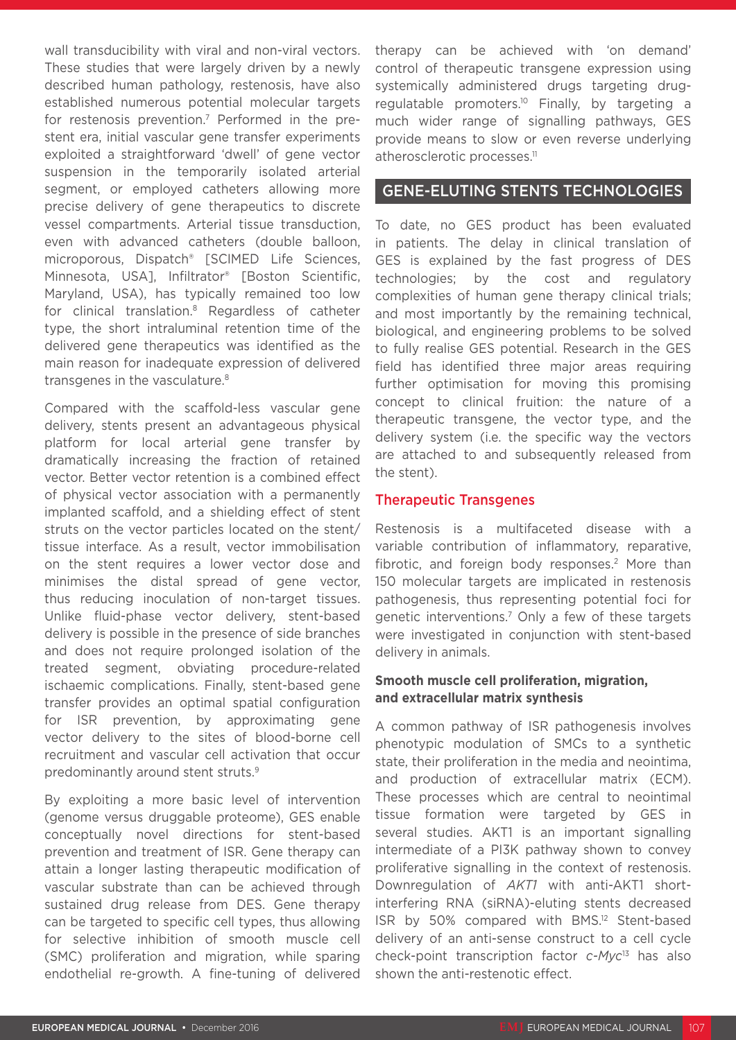wall transducibility with viral and non-viral vectors. These studies that were largely driven by a newly described human pathology, restenosis, have also established numerous potential molecular targets for restenosis prevention.[7] Performed in the pre-stent era, initial vascular gene transfer experiments exploited a straightforward 'dwell' of gene vector suspension in the temporarily isolated arterial segment, or employed catheters allowing more precise delivery of gene therapeutics to discrete vessel compartments. Arterial tissue transduction, even with advanced catheters (double balloon, microporous, Dispatch® [SCIMED Life Sciences, Minnesota, USA], Infiltrator® [Boston Scientific, Maryland, USA), has typically remained too low for clinical translation.[8] Regardless of catheter type, the short intraluminal retention time of the delivered gene therapeutics was identified as the main reason for inadequate expression of delivered transgenes in the vasculature.[8]

Compared with the scaffold-less vascular gene delivery, stents present an advantageous physical platform for local arterial gene transfer by dramatically increasing the fraction of retained vector. Better vector retention is a combined effect of physical vector association with a permanently implanted scaffold, and a shielding effect of stent struts on the vector particles located on the stent/tissue interface. As a result, vector immobilisation on the stent requires a lower vector dose and minimises the distal spread of gene vector, thus reducing inoculation of non-target tissues. Unlike fluid-phase vector delivery, stent-based delivery is possible in the presence of side branches and does not require prolonged isolation of the treated segment, obviating procedure-related ischaemic complications. Finally, stent-based gene transfer provides an optimal spatial configuration for ISR prevention, by approximating gene vector delivery to the sites of blood-borne cell recruitment and vascular cell activation that occur predominantly around stent struts.[9]

By exploiting a more basic level of intervention (genome versus druggable proteome), GES enable conceptually novel directions for stent-based prevention and treatment of ISR. Gene therapy can attain a longer lasting therapeutic modification of vascular substrate than can be achieved through sustained drug release from DES. Gene therapy can be targeted to specific cell types, thus allowing for selective inhibition of smooth muscle cell (SMC) proliferation and migration, while sparing endothelial re-growth. A fine-tuning of delivered therapy can be achieved with 'on demand' control of therapeutic transgene expression using systemically administered drugs targeting drug-regulatable promoters.[10] Finally, by targeting a much wider range of signalling pathways, GES provide means to slow or even reverse underlying atherosclerotic processes.[11]

## GENE-ELUTING STENTS TECHNOLOGIES

To date, no GES product has been evaluated in patients. The delay in clinical translation of GES is explained by the fast progress of DES technologies; by the cost and regulatory complexities of human gene therapy clinical trials; and most importantly by the remaining technical, biological, and engineering problems to be solved to fully realise GES potential. Research in the GES field has identified three major areas requiring further optimisation for moving this promising concept to clinical fruition: the nature of a therapeutic transgene, the vector type, and the delivery system (i.e. the specific way the vectors are attached to and subsequently released from the stent).

### Therapeutic Transgenes

Restenosis is a multifaceted disease with a variable contribution of inflammatory, reparative, fibrotic, and foreign body responses.[2] More than 150 molecular targets are implicated in restenosis pathogenesis, thus representing potential foci for genetic interventions.[7] Only a few of these targets were investigated in conjunction with stent-based delivery in animals.

#### Smooth muscle cell proliferation, migration, and extracellular matrix synthesis

A common pathway of ISR pathogenesis involves phenotypic modulation of SMCs to a synthetic state, their proliferation in the media and neointima, and production of extracellular matrix (ECM). These processes which are central to neointimal tissue formation were targeted by GES in several studies. AKT1 is an important signalling intermediate of a PI3K pathway shown to convey proliferative signalling in the context of restenosis. Downregulation of *AKT1* with anti-AKT1 short-interfering RNA (siRNA)-eluting stents decreased ISR by 50% compared with BMS.[12] Stent-based delivery of an anti-sense construct to a cell cycle check-point transcription factor *c-Myc*[13] has also shown the anti-restenotic effect.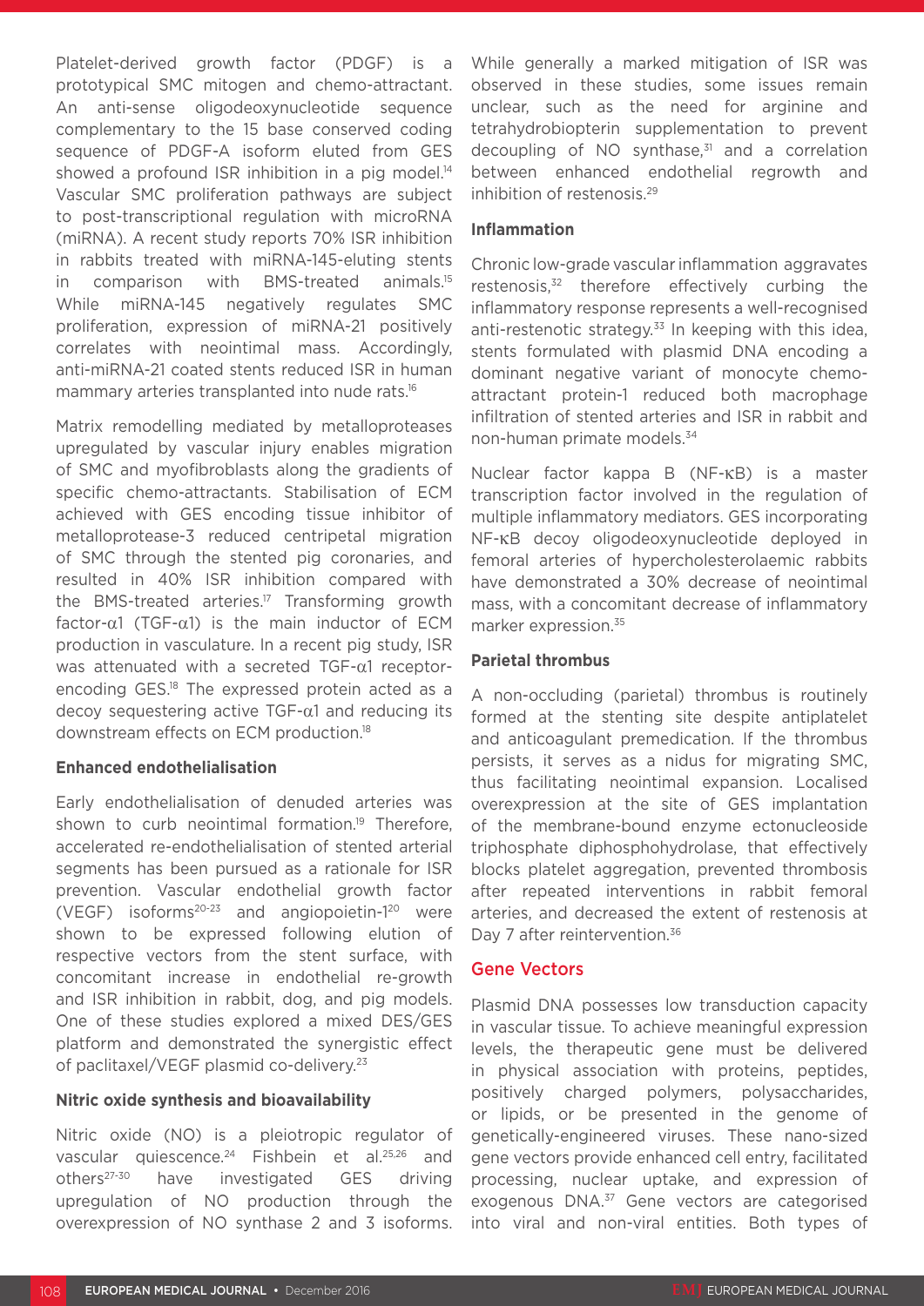Platelet-derived growth factor (PDGF) is a prototypical SMC mitogen and chemo-attractant. An anti-sense oligodeoxynucleotide sequence complementary to the 15 base conserved coding sequence of PDGF-A isoform eluted from GES showed a profound ISR inhibition in a pig model.[14] Vascular SMC proliferation pathways are subject to post-transcriptional regulation with microRNA (miRNA). A recent study reports 70% ISR inhibition in rabbits treated with miRNA-145-eluting stents in comparison with BMS-treated animals.[15] While miRNA-145 negatively regulates SMC proliferation, expression of miRNA-21 positively correlates with neointimal mass. Accordingly, anti-miRNA-21 coated stents reduced ISR in human mammary arteries transplanted into nude rats.[16]

Matrix remodelling mediated by metalloproteases upregulated by vascular injury enables migration of SMC and myofibroblasts along the gradients of specific chemo-attractants. Stabilisation of ECM achieved with GES encoding tissue inhibitor of metalloprotease-3 reduced centripetal migration of SMC through the stented pig coronaries, and resulted in 40% ISR inhibition compared with the BMS-treated arteries.[17] Transforming growth factor-α1 (TGF-α1) is the main inductor of ECM production in vasculature. In a recent pig study, ISR was attenuated with a secreted TGF-α1 receptor-encoding GES.[18] The expressed protein acted as a decoy sequestering active TGF-α1 and reducing its downstream effects on ECM production.[18]

### Enhanced endothelialisation

Early endothelialisation of denuded arteries was shown to curb neointimal formation.[19] Therefore, accelerated re-endothelialisation of stented arterial segments has been pursued as a rationale for ISR prevention. Vascular endothelial growth factor (VEGF) isoforms[20-23] and angiopoietin-1[20] were shown to be expressed following elution of respective vectors from the stent surface, with concomitant increase in endothelial re-growth and ISR inhibition in rabbit, dog, and pig models. One of these studies explored a mixed DES/GES platform and demonstrated the synergistic effect of paclitaxel/VEGF plasmid co-delivery.[23]

### Nitric oxide synthesis and bioavailability

Nitric oxide (NO) is a pleiotropic regulator of vascular quiescence.[24] Fishbein et al.[25,26] and others[27-30] have investigated GES driving upregulation of NO production through the overexpression of NO synthase 2 and 3 isoforms. While generally a marked mitigation of ISR was observed in these studies, some issues remain unclear, such as the need for arginine and tetrahydrobiopterin supplementation to prevent decoupling of NO synthase,[31] and a correlation between enhanced endothelial regrowth and inhibition of restenosis.[29]

### Inflammation

Chronic low-grade vascular inflammation aggravates restenosis,[32] therefore effectively curbing the inflammatory response represents a well-recognised anti-restenotic strategy.[33] In keeping with this idea, stents formulated with plasmid DNA encoding a dominant negative variant of monocyte chemo-attractant protein-1 reduced both macrophage infiltration of stented arteries and ISR in rabbit and non-human primate models.[34]

Nuclear factor kappa B (NF-κB) is a master transcription factor involved in the regulation of multiple inflammatory mediators. GES incorporating NF-κB decoy oligodeoxynucleotide deployed in femoral arteries of hypercholesterolaemic rabbits have demonstrated a 30% decrease of neointimal mass, with a concomitant decrease of inflammatory marker expression.[35]

### Parietal thrombus

A non-occluding (parietal) thrombus is routinely formed at the stenting site despite antiplatelet and anticoagulant premedication. If the thrombus persists, it serves as a nidus for migrating SMC, thus facilitating neointimal expansion. Localised overexpression at the site of GES implantation of the membrane-bound enzyme ectonucleoside triphosphate diphosphohydrolase, that effectively blocks platelet aggregation, prevented thrombosis after repeated interventions in rabbit femoral arteries, and decreased the extent of restenosis at Day 7 after reintervention.[36]

## Gene Vectors

Plasmid DNA possesses low transduction capacity in vascular tissue. To achieve meaningful expression levels, the therapeutic gene must be delivered in physical association with proteins, peptides, positively charged polymers, polysaccharides, or lipids, or be presented in the genome of genetically-engineered viruses. These nano-sized gene vectors provide enhanced cell entry, facilitated processing, nuclear uptake, and expression of exogenous DNA.[37] Gene vectors are categorised into viral and non-viral entities. Both types of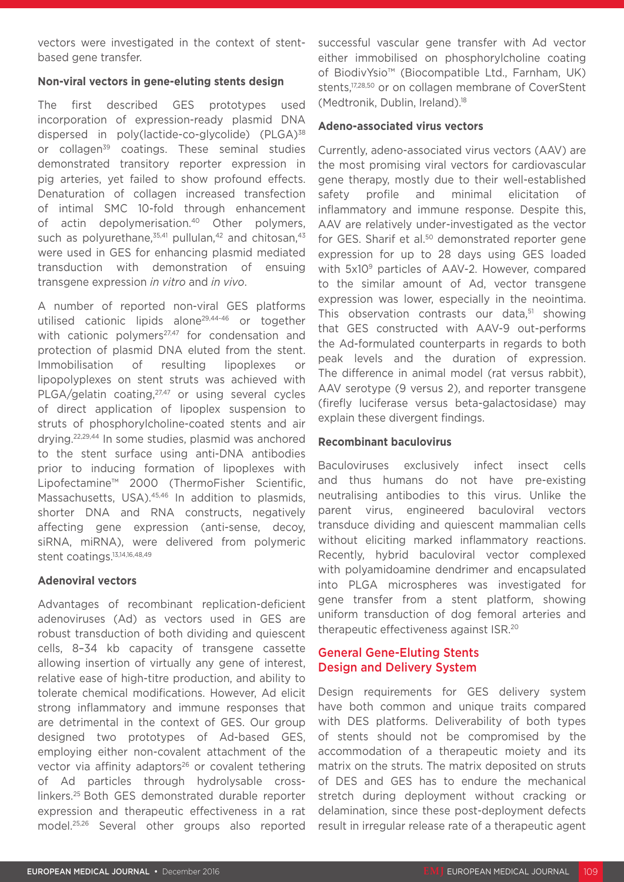vectors were investigated in the context of stent-based gene transfer.

### Non-viral vectors in gene-eluting stents design

The first described GES prototypes used incorporation of expression-ready plasmid DNA dispersed in poly(lactide-co-glycolide) (PLGA)[38] or collagen[39] coatings. These seminal studies demonstrated transitory reporter expression in pig arteries, yet failed to show profound effects. Denaturation of collagen increased transfection of intimal SMC 10-fold through enhancement of actin depolymerisation.[40] Other polymers, such as polyurethane,[35,41] pullulan,[42] and chitosan,[43] were used in GES for enhancing plasmid mediated transduction with demonstration of ensuing transgene expression *in vitro* and *in vivo*.

A number of reported non-viral GES platforms utilised cationic lipids alone[29,44-46] or together with cationic polymers[27,47] for condensation and protection of plasmid DNA eluted from the stent. Immobilisation of resulting lipoplexes or lipopolyplexes on stent struts was achieved with PLGA/gelatin coating,[27,47] or using several cycles of direct application of lipoplex suspension to struts of phosphorylcholine-coated stents and air drying.[22,29,44] In some studies, plasmid was anchored to the stent surface using anti-DNA antibodies prior to inducing formation of lipoplexes with Lipofectamine™ 2000 (ThermoFisher Scientific, Massachusetts, USA).[45,46] In addition to plasmids, shorter DNA and RNA constructs, negatively affecting gene expression (anti-sense, decoy, siRNA, miRNA), were delivered from polymeric stent coatings.[13,14,16,48,49]

### Adenoviral vectors

Advantages of recombinant replication-deficient adenoviruses (Ad) as vectors used in GES are robust transduction of both dividing and quiescent cells, 8–34 kb capacity of transgene cassette allowing insertion of virtually any gene of interest, relative ease of high-titre production, and ability to tolerate chemical modifications. However, Ad elicit strong inflammatory and immune responses that are detrimental in the context of GES. Our group designed two prototypes of Ad-based GES, employing either non-covalent attachment of the vector via affinity adaptors[26] or covalent tethering of Ad particles through hydrolysable cross-linkers.[25] Both GES demonstrated durable reporter expression and therapeutic effectiveness in a rat model.[25,26] Several other groups also reported successful vascular gene transfer with Ad vector either immobilised on phosphorylcholine coating of BiodivYsio™ (Biocompatible Ltd., Farnham, UK) stents,[17,28,50] or on collagen membrane of CoverStent (Medtronik, Dublin, Ireland).[18]

### Adeno-associated virus vectors

Currently, adeno-associated virus vectors (AAV) are the most promising viral vectors for cardiovascular gene therapy, mostly due to their well-established safety profile and minimal elicitation of inflammatory and immune response. Despite this, AAV are relatively under-investigated as the vector for GES. Sharif et al.[50] demonstrated reporter gene expression for up to 28 days using GES loaded with $5 \times 10^9$ particles of AAV-2. However, compared to the similar amount of Ad, vector transgene expression was lower, especially in the neointima. This observation contrasts our data,[51] showing that GES constructed with AAV-9 out-performs the Ad-formulated counterparts in regards to both peak levels and the duration of expression. The difference in animal model (rat versus rabbit), AAV serotype (9 versus 2), and reporter transgene (firefly luciferase versus beta-galactosidase) may explain these divergent findings.

### Recombinant baculovirus

Baculoviruses exclusively infect insect cells and thus humans do not have pre-existing neutralising antibodies to this virus. Unlike the parent virus, engineered baculoviral vectors transduce dividing and quiescent mammalian cells without eliciting marked inflammatory reactions. Recently, hybrid baculoviral vector complexed with polyamidoamine dendrimer and encapsulated into PLGA microspheres was investigated for gene transfer from a stent platform, showing uniform transduction of dog femoral arteries and therapeutic effectiveness against ISR.[20]

## General Gene-Eluting Stents Design and Delivery System

Design requirements for GES delivery system have both common and unique traits compared with DES platforms. Deliverability of both types of stents should not be compromised by the accommodation of a therapeutic moiety and its matrix on the struts. The matrix deposited on struts of DES and GES has to endure the mechanical stretch during deployment without cracking or delamination, since these post-deployment defects result in irregular release rate of a therapeutic agent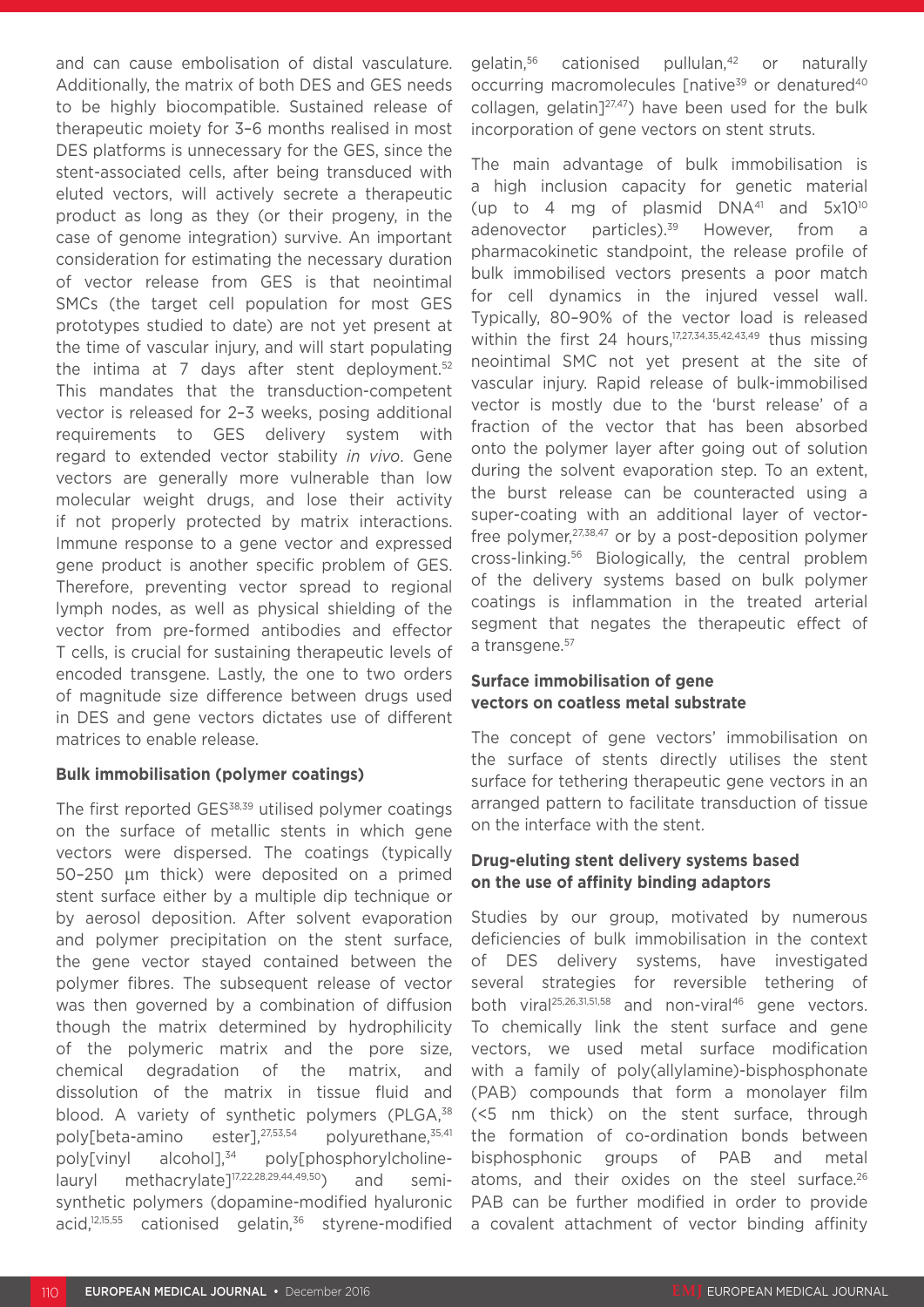and can cause embolisation of distal vasculature. Additionally, the matrix of both DES and GES needs to be highly biocompatible. Sustained release of therapeutic moiety for 3–6 months realised in most DES platforms is unnecessary for the GES, since the stent-associated cells, after being transduced with eluted vectors, will actively secrete a therapeutic product as long as they (or their progeny, in the case of genome integration) survive. An important consideration for estimating the necessary duration of vector release from GES is that neointimal SMCs (the target cell population for most GES prototypes studied to date) are not yet present at the time of vascular injury, and will start populating the intima at 7 days after stent deployment.[52] This mandates that the transduction-competent vector is released for 2–3 weeks, posing additional requirements to GES delivery system with regard to extended vector stability *in vivo*. Gene vectors are generally more vulnerable than low molecular weight drugs, and lose their activity if not properly protected by matrix interactions. Immune response to a gene vector and expressed gene product is another specific problem of GES. Therefore, preventing vector spread to regional lymph nodes, as well as physical shielding of the vector from pre-formed antibodies and effector T cells, is crucial for sustaining therapeutic levels of encoded transgene. Lastly, the one to two orders of magnitude size difference between drugs used in DES and gene vectors dictates use of different matrices to enable release.

### Bulk immobilisation (polymer coatings)

The first reported GES[38,39] utilised polymer coatings on the surface of metallic stents in which gene vectors were dispersed. The coatings (typically 50–250 μm thick) were deposited on a primed stent surface either by a multiple dip technique or by aerosol deposition. After solvent evaporation and polymer precipitation on the stent surface, the gene vector stayed contained between the polymer fibres. The subsequent release of vector was then governed by a combination of diffusion though the matrix determined by hydrophilicity of the polymeric matrix and the pore size, chemical degradation of the matrix, and dissolution of the matrix in tissue fluid and blood. A variety of synthetic polymers (PLGA,[38] poly[beta-amino ester],[27,53,54] polyurethane,[35,41] poly[vinyl alcohol],[34] poly[phosphorylcholine-lauryl methacrylate][17,22,28,29,44,49,50]) and semi-synthetic polymers (dopamine-modified hyaluronic acid,[12,15,55] cationised gelatin,[36] styrene-modified gelatin,[56] cationised pullulan,[42] or naturally occurring macromolecules [native[39] or denatured[40] collagen, gelatin][27,47]) have been used for the bulk incorporation of gene vectors on stent struts.

The main advantage of bulk immobilisation is a high inclusion capacity for genetic material (up to 4 mg of plasmid DNA[41] and $5\times10^{10}$ adenovector particles).[39] However, from a pharmacokinetic standpoint, the release profile of bulk immobilised vectors presents a poor match for cell dynamics in the injured vessel wall. Typically, 80–90% of the vector load is released within the first 24 hours,[17,27,34,35,42,43,49] thus missing neointimal SMC not yet present at the site of vascular injury. Rapid release of bulk-immobilised vector is mostly due to the 'burst release' of a fraction of the vector that has been absorbed onto the polymer layer after going out of solution during the solvent evaporation step. To an extent, the burst release can be counteracted using a super-coating with an additional layer of vector-free polymer,[27,38,47] or by a post-deposition polymer cross-linking.[56] Biologically, the central problem of the delivery systems based on bulk polymer coatings is inflammation in the treated arterial segment that negates the therapeutic effect of a transgene.[57]

### Surface immobilisation of gene vectors on coatless metal substrate

The concept of gene vectors' immobilisation on the surface of stents directly utilises the stent surface for tethering therapeutic gene vectors in an arranged pattern to facilitate transduction of tissue on the interface with the stent.

### Drug-eluting stent delivery systems based on the use of affinity binding adaptors

Studies by our group, motivated by numerous deficiencies of bulk immobilisation in the context of DES delivery systems, have investigated several strategies for reversible tethering of both viral[25,26,31,51,58] and non-viral[46] gene vectors. To chemically link the stent surface and gene vectors, we used metal surface modification with a family of poly(allylamine)-bisphosphonate (PAB) compounds that form a monolayer film (<5 nm thick) on the stent surface, through the formation of co-ordination bonds between bisphosphonic groups of PAB and metal atoms, and their oxides on the steel surface.[26] PAB can be further modified in order to provide a covalent attachment of vector binding affinity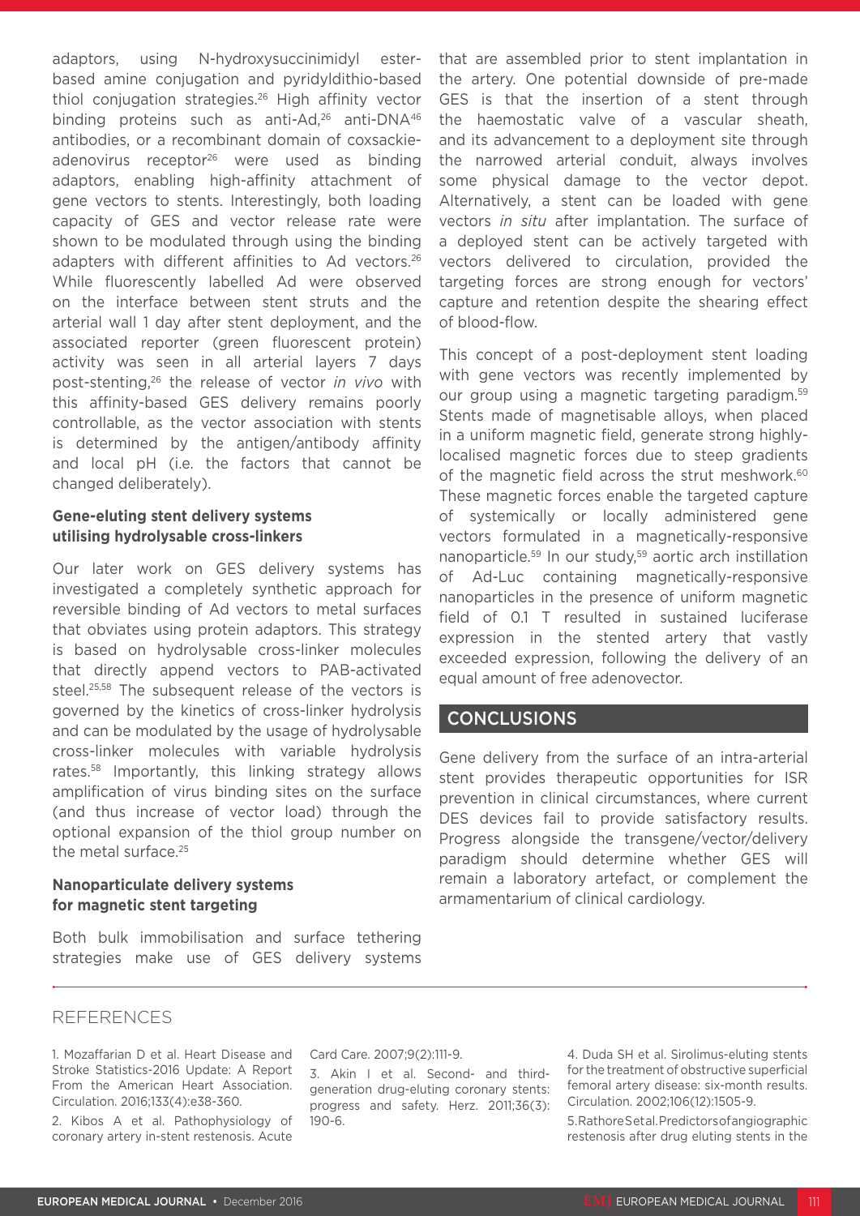adaptors, using N-hydroxysuccinimidyl ester-based amine conjugation and pyridyldithio-based thiol conjugation strategies.[26] High affinity vector binding proteins such as anti-Ad,[26] anti-DNA[46] antibodies, or a recombinant domain of coxsackie-adenovirus receptor[26] were used as binding adaptors, enabling high-affinity attachment of gene vectors to stents. Interestingly, both loading capacity of GES and vector release rate were shown to be modulated through using the binding adapters with different affinities to Ad vectors.[26] While fluorescently labelled Ad were observed on the interface between stent struts and the arterial wall 1 day after stent deployment, and the associated reporter (green fluorescent protein) activity was seen in all arterial layers 7 days post-stenting,[26] the release of vector *in vivo* with this affinity-based GES delivery remains poorly controllable, as the vector association with stents is determined by the antigen/antibody affinity and local pH (i.e. the factors that cannot be changed deliberately).

### Gene-eluting stent delivery systems utilising hydrolysable cross-linkers

Our later work on GES delivery systems has investigated a completely synthetic approach for reversible binding of Ad vectors to metal surfaces that obviates using protein adaptors. This strategy is based on hydrolysable cross-linker molecules that directly append vectors to PAB-activated steel.[25,58] The subsequent release of the vectors is governed by the kinetics of cross-linker hydrolysis and can be modulated by the usage of hydrolysable cross-linker molecules with variable hydrolysis rates.[58] Importantly, this linking strategy allows amplification of virus binding sites on the surface (and thus increase of vector load) through the optional expansion of the thiol group number on the metal surface.[25]

### Nanoparticulate delivery systems for magnetic stent targeting

Both bulk immobilisation and surface tethering strategies make use of GES delivery systems that are assembled prior to stent implantation in the artery. One potential downside of pre-made GES is that the insertion of a stent through the haemostatic valve of a vascular sheath, and its advancement to a deployment site through the narrowed arterial conduit, always involves some physical damage to the vector depot. Alternatively, a stent can be loaded with gene vectors *in situ* after implantation. The surface of a deployed stent can be actively targeted with vectors delivered to circulation, provided the targeting forces are strong enough for vectors' capture and retention despite the shearing effect of blood-flow.

This concept of a post-deployment stent loading with gene vectors was recently implemented by our group using a magnetic targeting paradigm.[59] Stents made of magnetisable alloys, when placed in a uniform magnetic field, generate strong highly-localised magnetic forces due to steep gradients of the magnetic field across the strut meshwork.[60] These magnetic forces enable the targeted capture of systemically or locally administered gene vectors formulated in a magnetically-responsive nanoparticle.[59] In our study,[59] aortic arch instillation of Ad-Luc containing magnetically-responsive nanoparticles in the presence of uniform magnetic field of 0.1 T resulted in sustained luciferase expression in the stented artery that vastly exceeded expression, following the delivery of an equal amount of free adenovector.

## CONCLUSIONS

Gene delivery from the surface of an intra-arterial stent provides therapeutic opportunities for ISR prevention in clinical circumstances, where current DES devices fail to provide satisfactory results. Progress alongside the transgene/vector/delivery paradigm should determine whether GES will remain a laboratory artefact, or complement the armamentarium of clinical cardiology.

## REFERENCES

1. Mozaffarian D et al. Heart Disease and Stroke Statistics-2016 Update: A Report From the American Heart Association. Circulation. 2016;133(4):e38-360.

2. Kibos A et al. Pathophysiology of coronary artery in-stent restenosis. Acute Card Care. 2007;9(2):111-9.

3. Akin I et al. Second- and third-generation drug-eluting coronary stents: progress and safety. Herz. 2011;36(3):190-6.

4. Duda SH et al. Sirolimus-eluting stents for the treatment of obstructive superficial femoral artery disease: six-month results. Circulation. 2002;106(12):1505-9.

5. Rathore S et al. Predictors of angiographic restenosis after drug eluting stents in the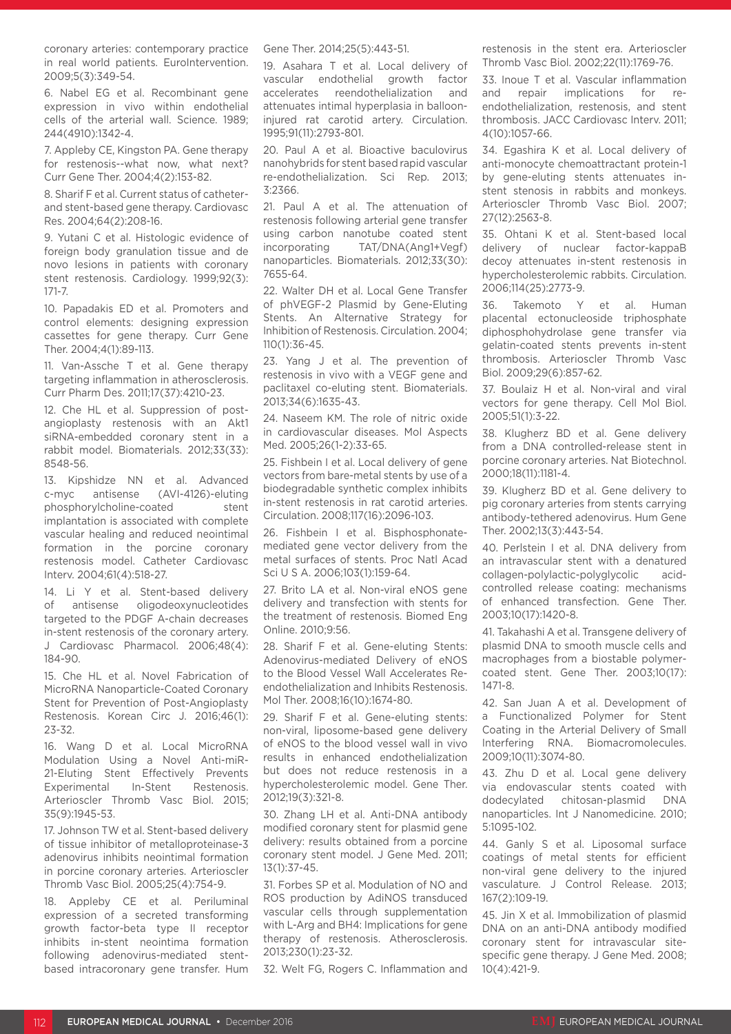coronary arteries: contemporary practice in real world patients. EuroIntervention. 2009;5(3):349-54.

6. Nabel EG et al. Recombinant gene expression in vivo within endothelial cells of the arterial wall. Science. 1989; 244(4910):1342-4.

7. Appleby CE, Kingston PA. Gene therapy for restenosis--what now, what next? Curr Gene Ther. 2004;4(2):153-82.

8. Sharif F et al. Current status of catheter- and stent-based gene therapy. Cardiovasc Res. 2004;64(2):208-16.

9. Yutani C et al. Histologic evidence of foreign body granulation tissue and de novo lesions in patients with coronary stent restenosis. Cardiology. 1999;92(3): 171-7.

10. Papadakis ED et al. Promoters and control elements: designing expression cassettes for gene therapy. Curr Gene Ther. 2004;4(1):89-113.

11. Van-Assche T et al. Gene therapy targeting inflammation in atherosclerosis. Curr Pharm Des. 2011;17(37):4210-23.

12. Che HL et al. Suppression of post-angioplasty restenosis with an Akt1 siRNA-embedded coronary stent in a rabbit model. Biomaterials. 2012;33(33): 8548-56.

13. Kipshidze NN et al. Advanced c-myc antisense (AVI-4126)-eluting phosphorylcholine-coated stent implantation is associated with complete vascular healing and reduced neointimal formation in the porcine coronary restenosis model. Catheter Cardiovasc Interv. 2004;61(4):518-27.

14. Li Y et al. Stent-based delivery of antisense oligodeoxynucleotides targeted to the PDGF A-chain decreases in-stent restenosis of the coronary artery. J Cardiovasc Pharmacol. 2006;48(4): 184-90.

15. Che HL et al. Novel Fabrication of MicroRNA Nanoparticle-Coated Coronary Stent for Prevention of Post-Angioplasty Restenosis. Korean Circ J. 2016;46(1): 23-32.

16. Wang D et al. Local MicroRNA Modulation Using a Novel Anti-miR-21-Eluting Stent Effectively Prevents Experimental In-Stent Restenosis. Arterioscler Thromb Vasc Biol. 2015; 35(9):1945-53.

17. Johnson TW et al. Stent-based delivery of tissue inhibitor of metalloproteinase-3 adenovirus inhibits neointimal formation in porcine coronary arteries. Arterioscler Thromb Vasc Biol. 2005;25(4):754-9.

18. Appleby CE et al. Periluminal expression of a secreted transforming growth factor-beta type II receptor inhibits in-stent neointima formation following adenovirus-mediated stent-based intracoronary gene transfer. Hum Gene Ther. 2014;25(5):443-51.

19. Asahara T et al. Local delivery of vascular endothelial growth factor accelerates reendothelialization and attenuates intimal hyperplasia in balloon-injured rat carotid artery. Circulation. 1995;91(11):2793-801.

20. Paul A et al. Bioactive baculovirus nanohybrids for stent based rapid vascular re-endothelialization. Sci Rep. 2013; 3:2366.

21. Paul A et al. The attenuation of restenosis following arterial gene transfer using carbon nanotube coated stent incorporating TAT/DNA(Ang1+Vegf) nanoparticles. Biomaterials. 2012;33(30): 7655-64.

22. Walter DH et al. Local Gene Transfer of phVEGF-2 Plasmid by Gene-Eluting Stents. An Alternative Strategy for Inhibition of Restenosis. Circulation. 2004; 110(1):36-45.

23. Yang J et al. The prevention of restenosis in vivo with a VEGF gene and paclitaxel co-eluting stent. Biomaterials. 2013;34(6):1635-43.

24. Naseem KM. The role of nitric oxide in cardiovascular diseases. Mol Aspects Med. 2005;26(1-2):33-65.

25. Fishbein I et al. Local delivery of gene vectors from bare-metal stents by use of a biodegradable synthetic complex inhibits in-stent restenosis in rat carotid arteries. Circulation. 2008;117(16):2096-103.

26. Fishbein I et al. Bisphosphonate-mediated gene vector delivery from the metal surfaces of stents. Proc Natl Acad Sci U S A. 2006;103(1):159-64.

27. Brito LA et al. Non-viral eNOS gene delivery and transfection with stents for the treatment of restenosis. Biomed Eng Online. 2010;9:56.

28. Sharif F et al. Gene-eluting Stents: Adenovirus-mediated Delivery of eNOS to the Blood Vessel Wall Accelerates Re-endothelialization and Inhibits Restenosis. Mol Ther. 2008;16(10):1674-80.

29. Sharif F et al. Gene-eluting stents: non-viral, liposome-based gene delivery of eNOS to the blood vessel wall in vivo results in enhanced endothelialization but does not reduce restenosis in a hypercholesterolemic model. Gene Ther. 2012;19(3):321-8.

30. Zhang LH et al. Anti-DNA antibody modified coronary stent for plasmid gene delivery: results obtained from a porcine coronary stent model. J Gene Med. 2011; 13(1):37-45.

31. Forbes SP et al. Modulation of NO and ROS production by AdiNOS transduced vascular cells through supplementation with L-Arg and BH4: Implications for gene therapy of restenosis. Atherosclerosis. 2013;230(1):23-32.

32. Welt FG, Rogers C. Inflammation and restenosis in the stent era. Arterioscler Thromb Vasc Biol. 2002;22(11):1769-76.

33. Inoue T et al. Vascular inflammation and repair implications for re-endothelialization, restenosis, and stent thrombosis. JACC Cardiovasc Interv. 2011; 4(10):1057-66.

34. Egashira K et al. Local delivery of anti-monocyte chemoattractant protein-1 by gene-eluting stents attenuates in-stent stenosis in rabbits and monkeys. Arterioscler Thromb Vasc Biol. 2007; 27(12):2563-8.

35. Ohtani K et al. Stent-based local delivery of nuclear factor-kappaB decoy attenuates in-stent restenosis in hypercholesterolemic rabbits. Circulation. 2006;114(25):2773-9.

36. Takemoto Y et al. Human placental ectonucleoside triphosphate diphosphohydrolase gene transfer via gelatin-coated stents prevents in-stent thrombosis. Arterioscler Thromb Vasc Biol. 2009;29(6):857-62.

37. Boulaiz H et al. Non-viral and viral vectors for gene therapy. Cell Mol Biol. 2005;51(1):3-22.

38. Klugherz BD et al. Gene delivery from a DNA controlled-release stent in porcine coronary arteries. Nat Biotechnol. 2000;18(11):1181-4.

39. Klugherz BD et al. Gene delivery to pig coronary arteries from stents carrying antibody-tethered adenovirus. Hum Gene Ther. 2002;13(3):443-54.

40. Perlstein I et al. DNA delivery from an intravascular stent with a denatured collagen-polylactic-polyglycolic acid-controlled release coating: mechanisms of enhanced transfection. Gene Ther. 2003;10(17):1420-8.

41. Takahashi A et al. Transgene delivery of plasmid DNA to smooth muscle cells and macrophages from a biostable polymer-coated stent. Gene Ther. 2003;10(17): 1471-8.

42. San Juan A et al. Development of a Functionalized Polymer for Stent Coating in the Arterial Delivery of Small Interfering RNA. Biomacromolecules. 2009;10(11):3074-80.

43. Zhu D et al. Local gene delivery via endovascular stents coated with dodecylated chitosan-plasmid DNA nanoparticles. Int J Nanomedicine. 2010; 5:1095-102.

44. Ganly S et al. Liposomal surface coatings of metal stents for efficient non-viral gene delivery to the injured vasculature. J Control Release. 2013; 167(2):109-19.

45. Jin X et al. Immobilization of plasmid DNA on an anti-DNA antibody modified coronary stent for intravascular site-specific gene therapy. J Gene Med. 2008; 10(4):421-9.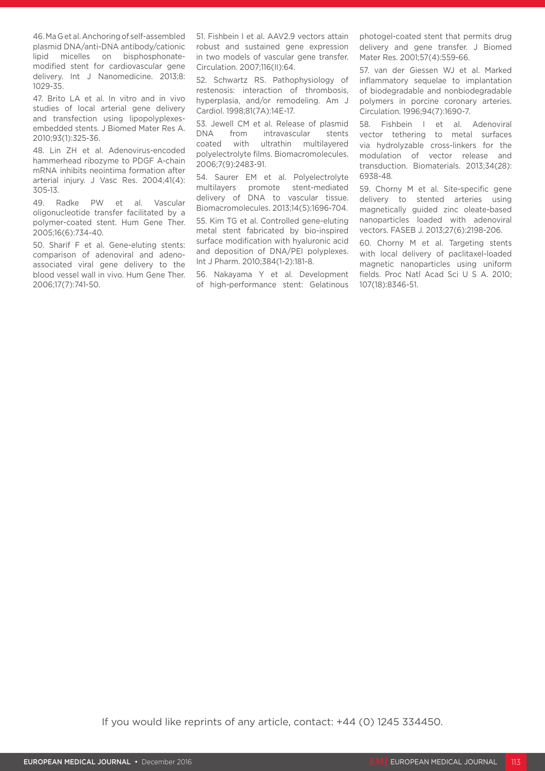46. Ma G et al. Anchoring of self-assembled plasmid DNA/anti-DNA antibody/cationic lipid micelles on bisphosphonate-modified stent for cardiovascular gene delivery. Int J Nanomedicine. 2013;8:1029-35.

47. Brito LA et al. In vitro and in vivo studies of local arterial gene delivery and transfection using lipopolyplexes-embedded stents. J Biomed Mater Res A. 2010;93(1):325-36.

48. Lin ZH et al. Adenovirus-encoded hammerhead ribozyme to PDGF A-chain mRNA inhibits neointima formation after arterial injury. J Vasc Res. 2004;41(4):305-13.

49. Radke PW et al. Vascular oligonucleotide transfer facilitated by a polymer-coated stent. Hum Gene Ther. 2005;16(6):734-40.

50. Sharif F et al. Gene-eluting stents: comparison of adenoviral and adeno-associated viral gene delivery to the blood vessel wall in vivo. Hum Gene Ther. 2006;17(7):741-50.

51. Fishbein I et al. AAV2.9 vectors attain robust and sustained gene expression in two models of vascular gene transfer. Circulation. 2007;116(II):64.

52. Schwartz RS. Pathophysiology of restenosis: interaction of thrombosis, hyperplasia, and/or remodeling. Am J Cardiol. 1998;81(7A):14E-17.

53. Jewell CM et al. Release of plasmid DNA from intravascular stents coated with ultrathin multilayered polyelectrolyte films. Biomacromolecules. 2006;7(9):2483-91.

54. Saurer EM et al. Polyelectrolyte multilayers promote stent-mediated delivery of DNA to vascular tissue. Biomacromolecules. 2013;14(5):1696-704.

55. Kim TG et al. Controlled gene-eluting metal stent fabricated by bio-inspired surface modification with hyaluronic acid and deposition of DNA/PEI polyplexes. Int J Pharm. 2010;384(1-2):181-8.

56. Nakayama Y et al. Development of high-performance stent: Gelatinous photogel-coated stent that permits drug delivery and gene transfer. J Biomed Mater Res. 2001;57(4):559-66.

57. van der Giessen WJ et al. Marked inflammatory sequelae to implantation of biodegradable and nonbiodegradable polymers in porcine coronary arteries. Circulation. 1996;94(7):1690-7.

58. Fishbein I et al. Adenoviral vector tethering to metal surfaces via hydrolyzable cross-linkers for the modulation of vector release and transduction. Biomaterials. 2013;34(28):6938-48.

59. Chorny M et al. Site-specific gene delivery to stented arteries using magnetically guided zinc oleate-based nanoparticles loaded with adenoviral vectors. FASEB J. 2013;27(6):2198-206.

60. Chorny M et al. Targeting stents with local delivery of paclitaxel-loaded magnetic nanoparticles using uniform fields. Proc Natl Acad Sci U S A. 2010;107(18):8346-51.

If you would like reprints of any article, contact: +44 (0) 1245 334450.